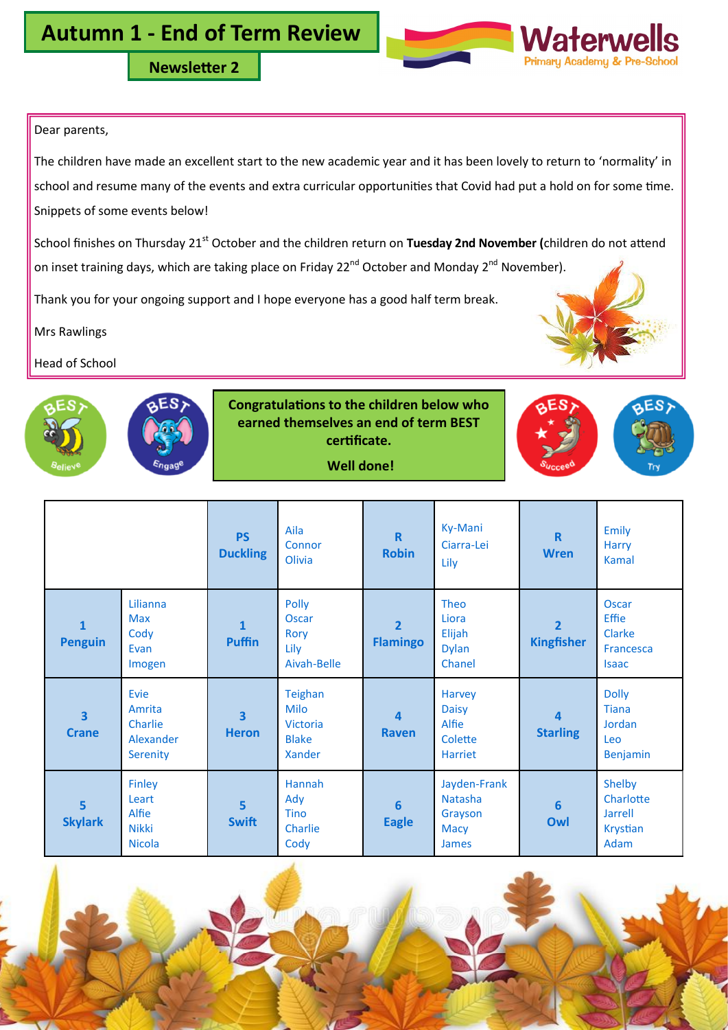# Autumn 1 - End of Term Review

## Newsletter 2

Waterwells Primary Academy & Pre-School

Dear parents,

The children have made an excellent start to the new academic year and it has been lovely to return to 'normality' in school and resume many of the events and extra curricular opportunities that Covid had put a hold on for some time. Snippets of some events below!

School finishes on Thursday 21st October and the children return on **Tuesday 2nd November (**children do not attend on inset training days, which are taking place on Friday 22nd October and Monday 2nd November).

Thank you for your ongoing support and I hope everyone has a good half term break.

Mrs Rawlings

Head of School

**Congratulations to the children below who earned themselves an end of term BEST certificate.**

**Well done!**

| | | **PS Duckling** | Aila<br>Connor<br>Olivia | **R Robin** | Ky-Mani<br>Ciarra-Lei<br>Lily | **R Wren** | Emily<br>Harry<br>Kamal |
|---|---|---|---|---|---|---|---|
| **1 Penguin** | Lilianna<br>Max<br>Cody<br>Evan<br>Imogen | **1 Puffin** | Polly<br>Oscar<br>Rory<br>Lily<br>Aivah-Belle | **2 Flamingo** | Theo<br>Liora<br>Elijah<br>Dylan<br>Chanel | **2 Kingfisher** | Oscar<br>Effie<br>Clarke<br>Francesca<br>Isaac |
| **3 Crane** | Evie<br>Amrita<br>Charlie<br>Alexander<br>Serenity | **3 Heron** | Teighan<br>Milo<br>Victoria<br>Blake<br>Xander | **4 Raven** | Harvey<br>Daisy<br>Alfie<br>Colette<br>Harriet | **4 Starling** | Dolly<br>Tiana<br>Jordan<br>Leo<br>Benjamin |
| **5 Skylark** | Finley<br>Leart<br>Alfie<br>Nikki<br>Nicola | **5 Swift** | Hannah<br>Ady<br>Tino<br>Charlie<br>Cody | **6 Eagle** | Jayden-Frank<br>Natasha<br>Grayson<br>Macy<br>James | **6 Owl** | Shelby<br>Charlotte<br>Jarrell<br>Krystian<br>Adam |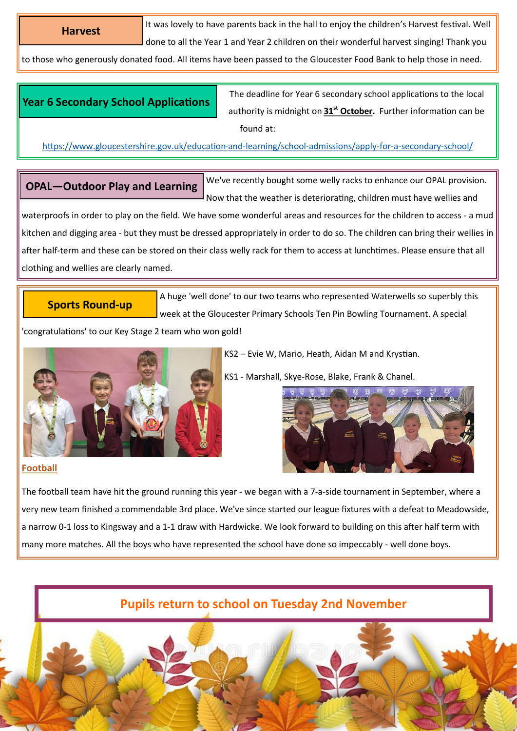## Harvest

It was lovely to have parents back in the hall to enjoy the children's Harvest festival. Well done to all the Year 1 and Year 2 children on their wonderful harvest singing! Thank you to those who generously donated food. All items have been passed to the Gloucester Food Bank to help those in need.

## Year 6 Secondary School Applications

The deadline for Year 6 secondary school applications to the local authority is midnight on **31st October**. Further information can be found at:

https://www.gloucestershire.gov.uk/education-and-learning/school-admissions/apply-for-a-secondary-school/

## OPAL—Outdoor Play and Learning

We've recently bought some welly racks to enhance our OPAL provision. Now that the weather is deteriorating, children must have wellies and waterproofs in order to play on the field. We have some wonderful areas and resources for the children to access - a mud kitchen and digging area - but they must be dressed appropriately in order to do so. The children can bring their wellies in after half-term and these can be stored on their class welly rack for them to access at lunchtimes. Please ensure that all clothing and wellies are clearly named.

## Sports Round-up

A huge 'well done' to our two teams who represented Waterwells so superbly this week at the Gloucester Primary Schools Ten Pin Bowling Tournament. A special 'congratulations' to our Key Stage 2 team who won gold!

KS2 – Evie W, Mario, Heath, Aidan M and Krystian.

KS1 - Marshall, Skye-Rose, Blake, Frank & Chanel.

### Football

The football team have hit the ground running this year - we began with a 7-a-side tournament in September, where a very new team finished a commendable 3rd place. We've since started our league fixtures with a defeat to Meadowside, a narrow 0-1 loss to Kingsway and a 1-1 draw with Hardwicke. We look forward to building on this after half term with many more matches. All the boys who have represented the school have done so impeccably - well done boys.

**Pupils return to school on Tuesday 2nd November**